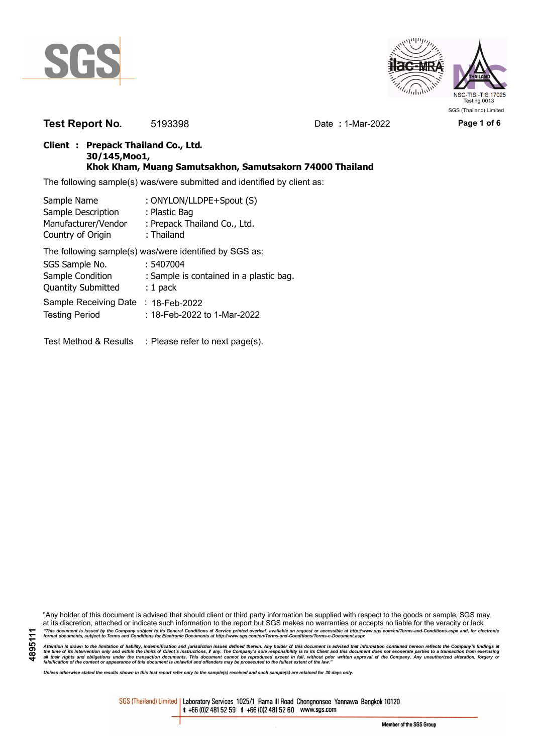SGS (Thailand) Limited

**Test Report No.** 5193398 Date **:** 1-Mar-2022

**Client : Prepack Thailand Co., Ltd.**
**30/145,Moo1,**
**Khok Kham, Muang Samutsakhon, Samutsakorn 74000 Thailand**

The following sample(s) was/were submitted and identified by client as:

| | |
|---|---|
| Sample Name | : ONYLON/LLDPE+Spout (S) |
| Sample Description | : Plastic Bag |
| Manufacturer/Vendor | : Prepack Thailand Co., Ltd. |
| Country of Origin | : Thailand |

The following sample(s) was/were identified by SGS as:

| | |
|---|---|
| SGS Sample No. | : 5407004 |
| Sample Condition | : Sample is contained in a plastic bag. |
| Quantity Submitted | : 1 pack |
| Sample Receiving Date | : 18-Feb-2022 |
| Testing Period | : 18-Feb-2022 to 1-Mar-2022 |

Test Method & Results : Please refer to next page(s).

"Any holder of this document is advised that should client or third party information be supplied with respect to the goods or sample, SGS may, at its discretion, attached or indicate such information to the report but SGS makes no warranties or accepts no liable for the veracity or lack

*"This document is issued by the Company subject to its General Conditions of Service printed overleaf, available on request or accessible at http://www.sgs.com/en/Terms-and-Conditions.aspx and, for electronic format documents, subject to Terms and Conditions for Electronic Documents at http://www.sgs.com/en/Terms-and-Conditions/Terms-e-Document.aspx*

*Attention is drawn to the limitation of liability, indemnification and jurisdiction issues defined therein. Any holder of this document is advised that information contained hereon reflects the Company's findings at the time of its intervention only and within the limits of Client's instructions, if any. The Company's sole responsibility is to its Client and this document does not exonerate parties to a transaction from exercising all their rights and obligations under the transaction documents. This document cannot be reproduced except in full, without prior written approval of the Company. Any unauthorized alteration, forgery or falsification of the content or appearance of this document is unlawful and offenders may be prosecuted to the fullest extent of the law."*

*Unless otherwise stated the results shown in this test report refer only to the sample(s) received and such sample(s) are retained for 30 days only.*

4895111

SGS (Thailand) Limited | Laboratory Services 1025/1 Rama III Road Chongnonsee Yannawa Bangkok 10120
t +66 (0)2 481 52 59 f +66 (0)2 481 52 60 www.sgs.com

Member of the SGS Group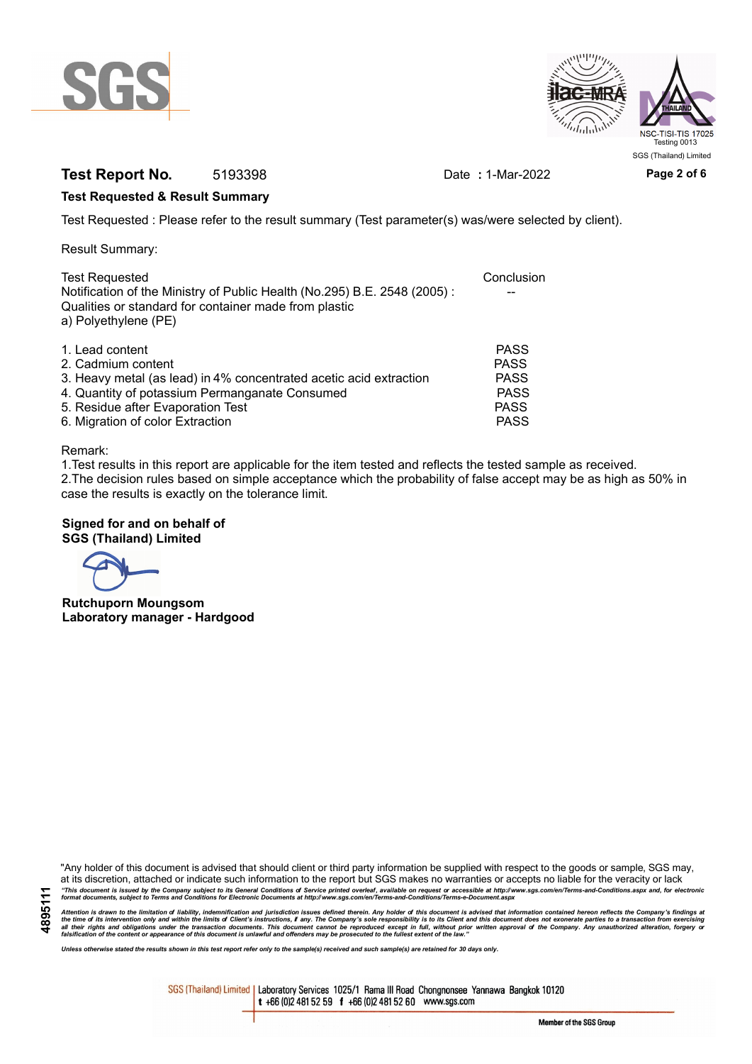**Test Report No.** 5193398 Date : 1-Mar-2022

**Test Requested & Result Summary**

Test Requested : Please refer to the result summary (Test parameter(s) was/were selected by client).

Result Summary:

| Test Requested | Conclusion |
|---|---|
| Notification of the Ministry of Public Health (No.295) B.E. 2548 (2005) : Qualities or standard for container made from plastic a) Polyethylene (PE) | -- |
| 1. Lead content | PASS |
| 2. Cadmium content | PASS |
| 3. Heavy metal (as lead) in 4% concentrated acetic acid extraction | PASS |
| 4. Quantity of potassium Permanganate Consumed | PASS |
| 5. Residue after Evaporation Test | PASS |
| 6. Migration of color Extraction | PASS |

Remark:

1.Test results in this report are applicable for the item tested and reflects the tested sample as received.
2.The decision rules based on simple acceptance which the probability of false accept may be as high as 50% in case the results is exactly on the tolerance limit.

**Signed for and on behalf of**
**SGS (Thailand) Limited**

**Rutchuporn Moungsom**
**Laboratory manager - Hardgood**

"Any holder of this document is advised that should client or third party information be supplied with respect to the goods or sample, SGS may, at its discretion, attached or indicate such information to the report but SGS makes no warranties or accepts no liable for the veracity or lack

*"This document is issued by the Company subject to its General Conditions of Service printed overleaf, available on request or accessible at http://www.sgs.com/en/Terms-and-Conditions.aspx and, for electronic format documents, subject to Terms and Conditions for Electronic Documents at http://www.sgs.com/en/Terms-and-Conditions/Terms-e-Document.aspx*

*Attention is drawn to the limitation of liability, indemnification and jurisdiction issues defined therein. Any holder of this document is advised that information contained hereon reflects the Company's findings at the time of its intervention only and within the limits of Client's instructions, if any. The Company's sole responsibility is to its Client and this document does not exonerate parties to a transaction from exercising all their rights and obligations under the transaction documents. This document cannot be reproduced except in full, without prior written approval of the Company. Any unauthorized alteration, forgery or falsification of the content or appearance of this document is unlawful and offenders may be prosecuted to the fullest extent of the law."*

*Unless otherwise stated the results shown in this test report refer only to the sample(s) received and such sample(s) are retained for 30 days only.*

4895111

SGS (Thailand) Limited | Laboratory Services 1025/1 Rama III Road Chongnonsee Yannawa Bangkok 10120
t +66 (0)2 481 52 59 f +66 (0)2 481 52 60 www.sgs.com

Member of the SGS Group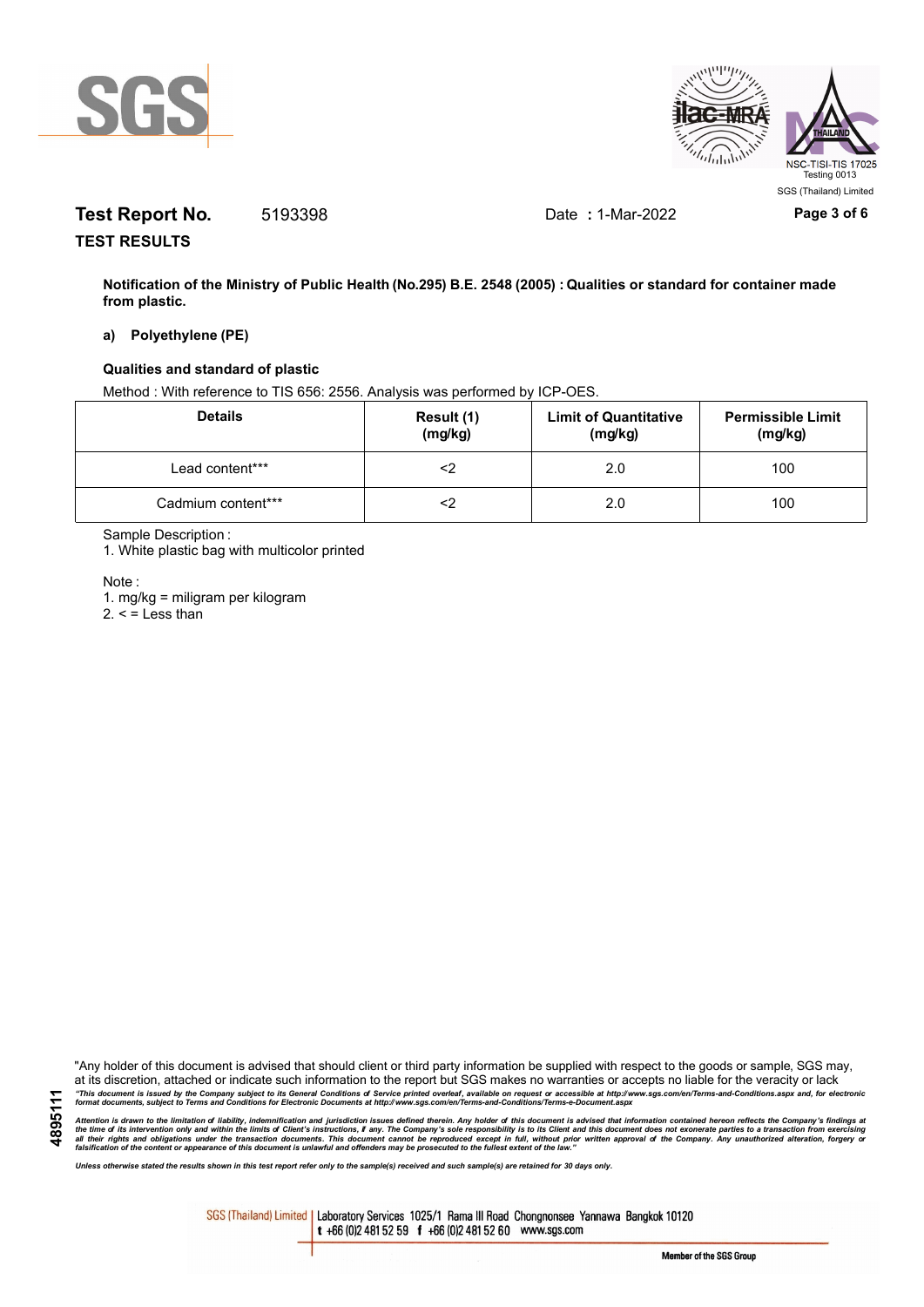**Test Report No.** 5193398 Date **:** 1-Mar-2022

**TEST RESULTS**

**Notification of the Ministry of Public Health (No.295) B.E. 2548 (2005) : Qualities or standard for container made from plastic.**

**a) Polyethylene (PE)**

**Qualities and standard of plastic**

Method : With reference to TIS 656: 2556. Analysis was performed by ICP-OES.

| Details | Result (1) (mg/kg) | Limit of Quantitative (mg/kg) | Permissible Limit (mg/kg) |
|---|---|---|---|
| Lead content*** | <2 | 2.0 | 100 |
| Cadmium content*** | <2 | 2.0 | 100 |

Sample Description :

1. White plastic bag with multicolor printed

Note :

1. mg/kg = miligram per kilogram
2. < = Less than

"Any holder of this document is advised that should client or third party information be supplied with respect to the goods or sample, SGS may, at its discretion, attached or indicate such information to the report but SGS makes no warranties or accepts no liable for the veracity or lack

*"This document is issued by the Company subject to its General Conditions of Service printed overleaf, available on request or accessible at http://www.sgs.com/en/Terms-and-Conditions.aspx and, for electronic format documents, subject to Terms and Conditions for Electronic Documents at http://www.sgs.com/en/Terms-and-Conditions/Terms-e-Document.aspx*

*Attention is drawn to the limitation of liability, indemnification and jurisdiction issues defined therein. Any holder of this document is advised that information contained hereon reflects the Company's findings at the time of its intervention only and within the limits of Client's instructions, if any. The Company's sole responsibility is to its Client and this document does not exonerate parties to a transaction from exercising all their rights and obligations under the transaction documents. This document cannot be reproduced except in full, without prior written approval of the Company. Any unauthorized alteration, forgery or falsification of the content or appearance of this document is unlawful and offenders may be prosecuted to the fullest extent of the law."*

*Unless otherwise stated the results shown in this test report refer only to the sample(s) received and such sample(s) are retained for 30 days only.*

SGS (Thailand) Limited | Laboratory Services 1025/1 Rama III Road Chongnonsee Yannawa Bangkok 10120 t +66 (0)2 481 52 59 f +66 (0)2 481 52 60 www.sgs.com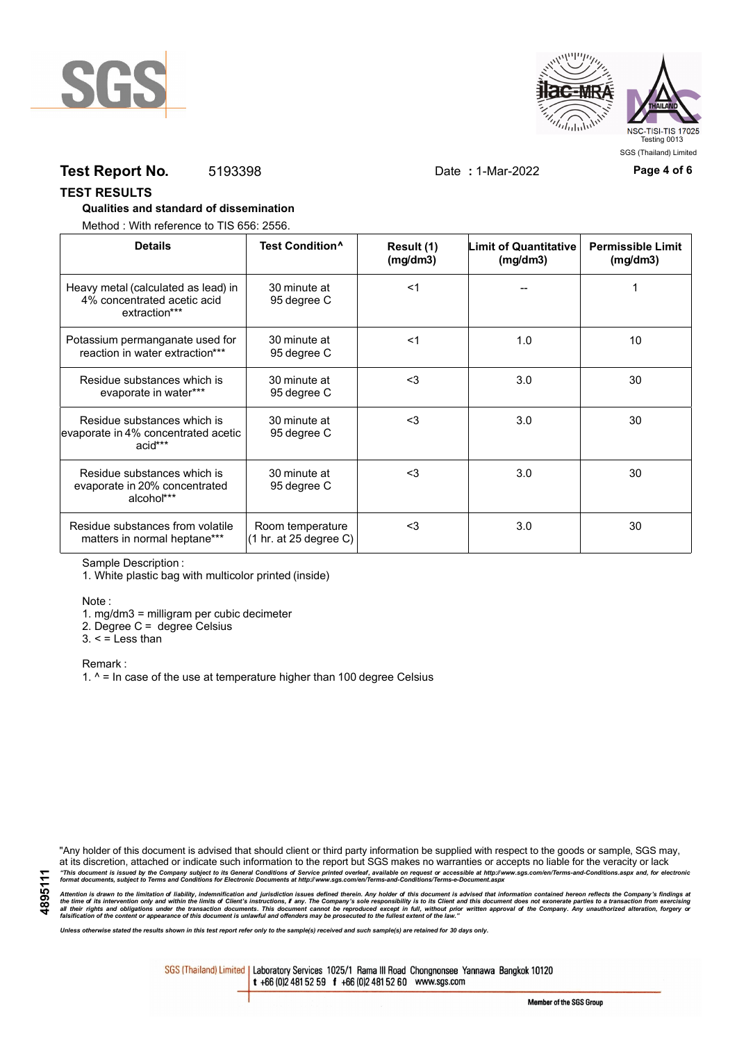**Test Report No.** 5193398 Date **:** 1-Mar-2022

**TEST RESULTS**

**Qualities and standard of dissemination**

Method : With reference to TIS 656: 2556.

| Details | Test Condition^ | Result (1) (mg/dm3) | Limit of Quantitative (mg/dm3) | Permissible Limit (mg/dm3) |
|---|---|---|---|---|
| Heavy metal (calculated as lead) in 4% concentrated acetic acid extraction*** | 30 minute at 95 degree C | <1 | -- | 1 |
| Potassium permanganate used for reaction in water extraction*** | 30 minute at 95 degree C | <1 | 1.0 | 10 |
| Residue substances which is evaporate in water*** | 30 minute at 95 degree C | <3 | 3.0 | 30 |
| Residue substances which is evaporate in 4% concentrated acetic acid*** | 30 minute at 95 degree C | <3 | 3.0 | 30 |
| Residue substances which is evaporate in 20% concentrated alcohol*** | 30 minute at 95 degree C | <3 | 3.0 | 30 |
| Residue substances from volatile matters in normal heptane*** | Room temperature (1 hr. at 25 degree C) | <3 | 3.0 | 30 |

Sample Description :

1. White plastic bag with multicolor printed (inside)

Note :

1. mg/dm3 = milligram per cubic decimeter
2. Degree C = degree Celsius
3. < = Less than

Remark :

1. ^ = In case of the use at temperature higher than 100 degree Celsius

"Any holder of this document is advised that should client or third party information be supplied with respect to the goods or sample, SGS may, at its discretion, attached or indicate such information to the report but SGS makes no warranties or accepts no liable for the veracity or lack

*"This document is issued by the Company subject to its General Conditions of Service printed overleaf, available on request or accessible at http://www.sgs.com/en/Terms-and-Conditions.aspx and, for electronic format documents, subject to Terms and Conditions for Electronic Documents at http://www.sgs.com/en/Terms-and-Conditions/Terms-e-Document.aspx*

*Attention is drawn to the limitation of liability, indemnification and jurisdiction issues defined therein. Any holder of this document is advised that information contained hereon reflects the Company's findings at the time of its intervention only and within the limits of Client's instructions, if any. The Company's sole responsibility is to its Client and this document does not exonerate parties to a transaction from exercising all their rights and obligations under the transaction documents. This document cannot be reproduced except in full, without prior written approval of the Company. Any unauthorized alteration, forgery or falsification of the content or appearance of this document is unlawful and offenders may be prosecuted to the fullest extent of the law."*

*Unless otherwise stated the results shown in this test report refer only to the sample(s) received and such sample(s) are retained for 30 days only.*

SGS (Thailand) Limited | Laboratory Services 1025/1 Rama III Road Chongnonsee Yannawa Bangkok 10120 t +66 (0)2 481 52 59 f +66 (0)2 481 52 60 www.sgs.com

Member of the SGS Group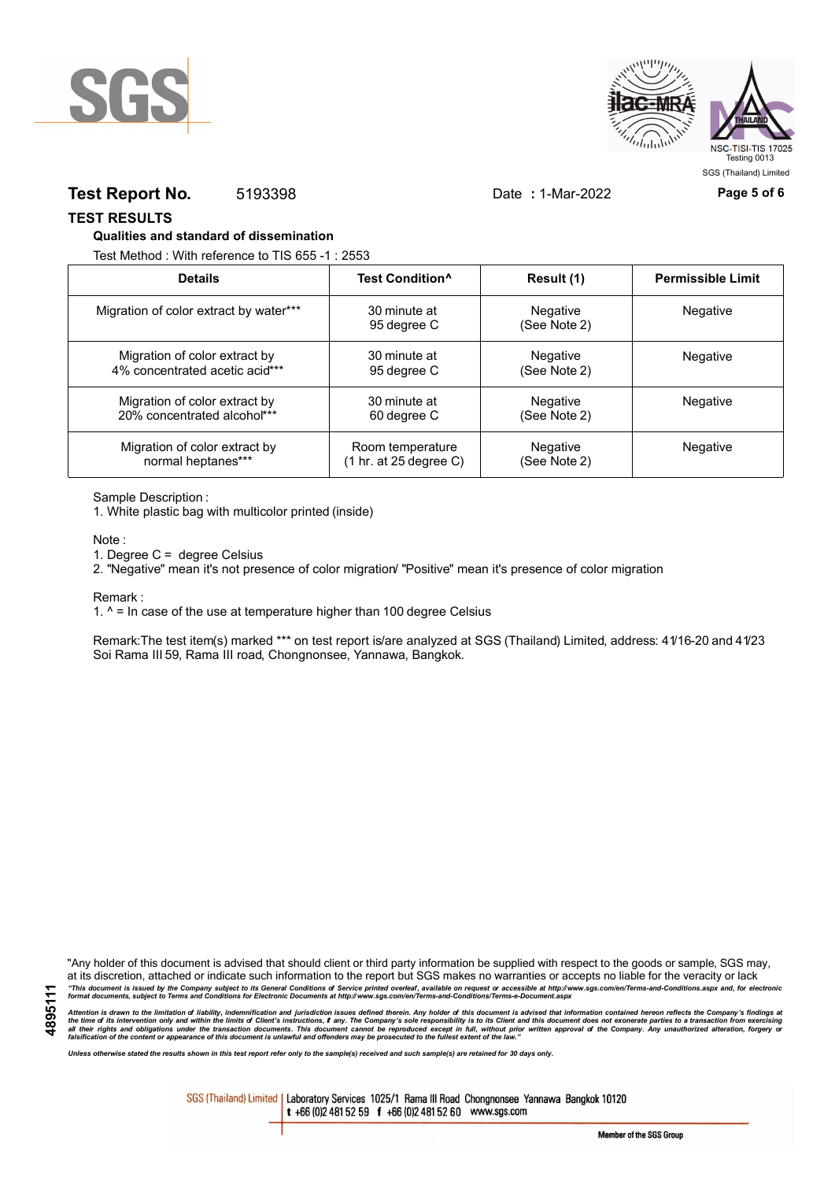**Test Report No.** 5193398 Date : 1-Mar-2022

## TEST RESULTS

### Qualities and standard of dissemination

Test Method : With reference to TIS 655 -1 : 2553

| Details | Test Condition^ | Result (1) | Permissible Limit |
|---|---|---|---|
| Migration of color extract by water*** | 30 minute at 95 degree C | Negative (See Note 2) | Negative |
| Migration of color extract by 4% concentrated acetic acid*** | 30 minute at 95 degree C | Negative (See Note 2) | Negative |
| Migration of color extract by 20% concentrated alcohol*** | 30 minute at 60 degree C | Negative (See Note 2) | Negative |
| Migration of color extract by normal heptanes*** | Room temperature (1 hr. at 25 degree C) | Negative (See Note 2) | Negative |

Sample Description :

1. White plastic bag with multicolor printed (inside)

Note :

1. Degree C = degree Celsius
2. "Negative" mean it's not presence of color migration/ "Positive" mean it's presence of color migration

Remark :

1. ^ = In case of the use at temperature higher than 100 degree Celsius

Remark:The test item(s) marked *** on test report is/are analyzed at SGS (Thailand) Limited, address: 41/16-20 and 41/23 Soi Rama III 59, Rama III road, Chongnonsee, Yannawa, Bangkok.

"Any holder of this document is advised that should client or third party information be supplied with respect to the goods or sample, SGS may, at its discretion, attached or indicate such information to the report but SGS makes no warranties or accepts no liable for the veracity or lack

*"This document is issued by the Company subject to its General Conditions of Service printed overleaf, available on request or accessible at http://www.sgs.com/en/Terms-and-Conditions.aspx and, for electronic format documents, subject to Terms and Conditions for Electronic Documents at http://www.sgs.com/en/Terms-and-Conditions/Terms-e-Document.aspx*

*Attention is drawn to the limitation of liability, indemnification and jurisdiction issues defined therein. Any holder of this document is advised that information contained hereon reflects the Company's findings at the time of its intervention only and within the limits of Client's instructions, if any. The Company's sole responsibility is to its Client and this document does not exonerate parties to a transaction from exercising all their rights and obligations under the transaction documents. This document cannot be reproduced except in full, without prior written approval of the Company. Any unauthorized alteration, forgery or falsification of the content or appearance of this document is unlawful and offenders may be prosecuted to the fullest extent of the law."*

*Unless otherwise stated the results shown in this test report refer only to the sample(s) received and such sample(s) are retained for 30 days only.*

SGS (Thailand) Limited | Laboratory Services 1025/1 Rama III Road Chongnonsee Yannawa Bangkok 10120 t +66 (0)2 481 52 59 f +66 (0)2 481 52 60 www.sgs.com

Member of the SGS Group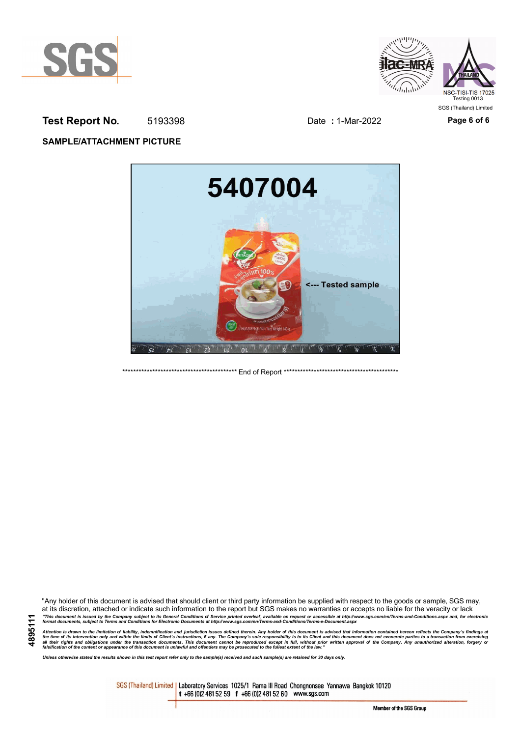**Test Report No.** 5193398 Date : 1-Mar-2022

**SAMPLE/ATTACHMENT PICTURE**

5407004

<--- Tested sample

\*\*\*\*\*\*\*\*\*\*\*\*\*\*\*\*\*\*\*\*\*\*\*\*\*\*\*\*\*\*\*\*\*\*\*\*\*\*\*\*\*\*\*\* End of Report \*\*\*\*\*\*\*\*\*\*\*\*\*\*\*\*\*\*\*\*\*\*\*\*\*\*\*\*\*\*\*\*\*\*\*\*\*\*\*\*\*\*\*\*

"Any holder of this document is advised that should client or third party information be supplied with respect to the goods or sample, SGS may, at its discretion, attached or indicate such information to the report but SGS makes no warranties or accepts no liable for the veracity or lack

*"This document is issued by the Company subject to its General Conditions of Service printed overleaf, available on request or accessible at http://www.sgs.com/en/Terms-and-Conditions.aspx and, for electronic format documents, subject to Terms and Conditions for Electronic Documents at http://www.sgs.com/en/Terms-and-Conditions/Terms-e-Document.aspx*

*Attention is drawn to the limitation of liability, indemnification and jurisdiction issues defined therein. Any holder of this document is advised that information contained hereon reflects the Company's findings at the time of its intervention only and within the limits of Client's instructions, if any. The Company's sole responsibility is to its Client and this document does not exonerate parties to a transaction from exercising all their rights and obligations under the transaction documents. This document cannot be reproduced except in full, without prior written approval of the Company. Any unauthorized alteration, forgery or falsification of the content or appearance of this document is unlawful and offenders may be prosecuted to the fullest extent of the law."*

*Unless otherwise stated the results shown in this test report refer only to the sample(s) received and such sample(s) are retained for 30 days only.*

SGS (Thailand) Limited | Laboratory Services 1025/1 Rama III Road Chongnonsee Yannawa Bangkok 10120
t +66 (0)2 481 52 59 f +66 (0)2 481 52 60 www.sgs.com

Member of the SGS Group